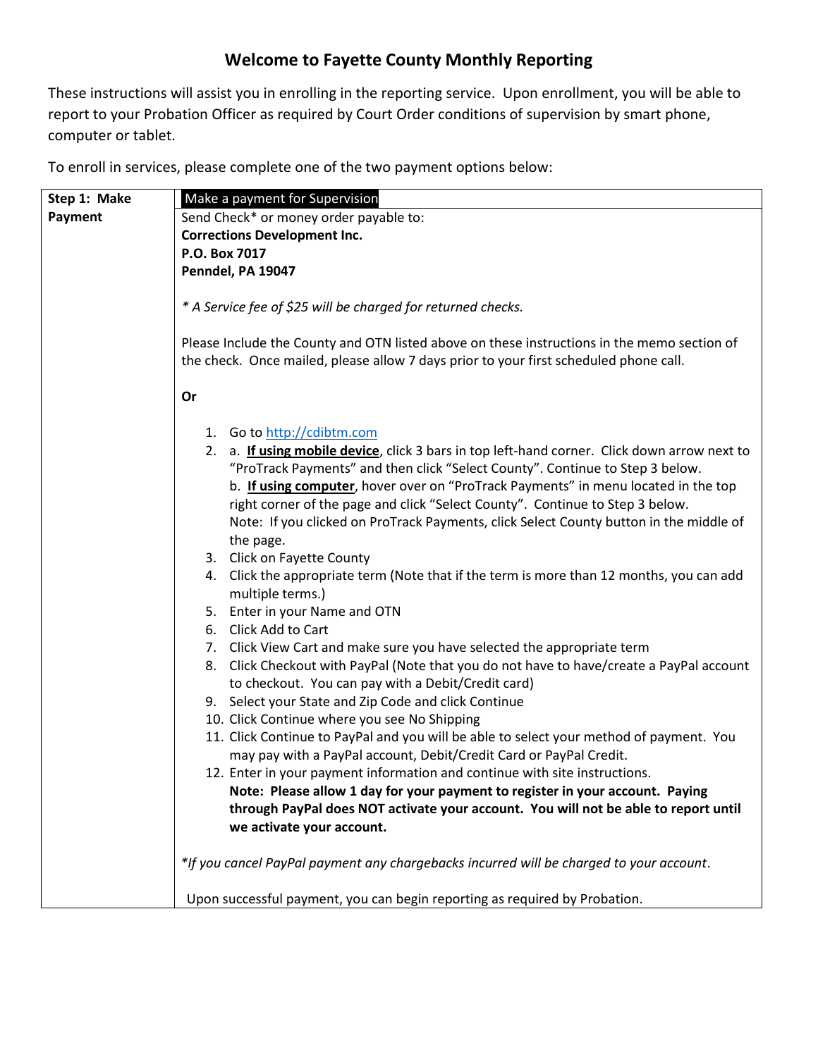# Welcome to Fayette County Monthly Reporting

These instructions will assist you in enrolling in the reporting service. Upon enrollment, you will be able to report to your Probation Officer as required by Court Order conditions of supervision by smart phone, computer or tablet.

To enroll in services, please complete one of the two payment options below:

| **Step 1: Make Payment** | Make a payment for Supervision |
|---|---|
| | Send Check* or money order payable to:<br>**Corrections Development Inc.**<br>**P.O. Box 7017**<br>**Penndel, PA 19047**<br><br>*\* A Service fee of $25 will be charged for returned checks.*<br><br>Please Include the County and OTN listed above on these instructions in the memo section of the check. Once mailed, please allow 7 days prior to your first scheduled phone call.<br><br>**Or**<br><br>1. Go to http://cdibtm.com<br>2. a. **If using mobile device**, click 3 bars in top left-hand corner. Click down arrow next to "ProTrack Payments" and then click "Select County". Continue to Step 3 below.<br>b. **If using computer**, hover over on "ProTrack Payments" in menu located in the top right corner of the page and click "Select County". Continue to Step 3 below.<br>Note: If you clicked on ProTrack Payments, click Select County button in the middle of the page.<br>3. Click on Fayette County<br>4. Click the appropriate term (Note that if the term is more than 12 months, you can add multiple terms.)<br>5. Enter in your Name and OTN<br>6. Click Add to Cart<br>7. Click View Cart and make sure you have selected the appropriate term<br>8. Click Checkout with PayPal (Note that you do not have to have/create a PayPal account to checkout. You can pay with a Debit/Credit card)<br>9. Select your State and Zip Code and click Continue<br>10. Click Continue where you see No Shipping<br>11. Click Continue to PayPal and you will be able to select your method of payment. You may pay with a PayPal account, Debit/Credit Card or PayPal Credit.<br>12. Enter in your payment information and continue with site instructions.<br>**Note: Please allow 1 day for your payment to register in your account. Paying through PayPal does NOT activate your account. You will not be able to report until we activate your account.**<br><br>*\*If you cancel PayPal payment any chargebacks incurred will be charged to your account.*<br><br>Upon successful payment, you can begin reporting as required by Probation. |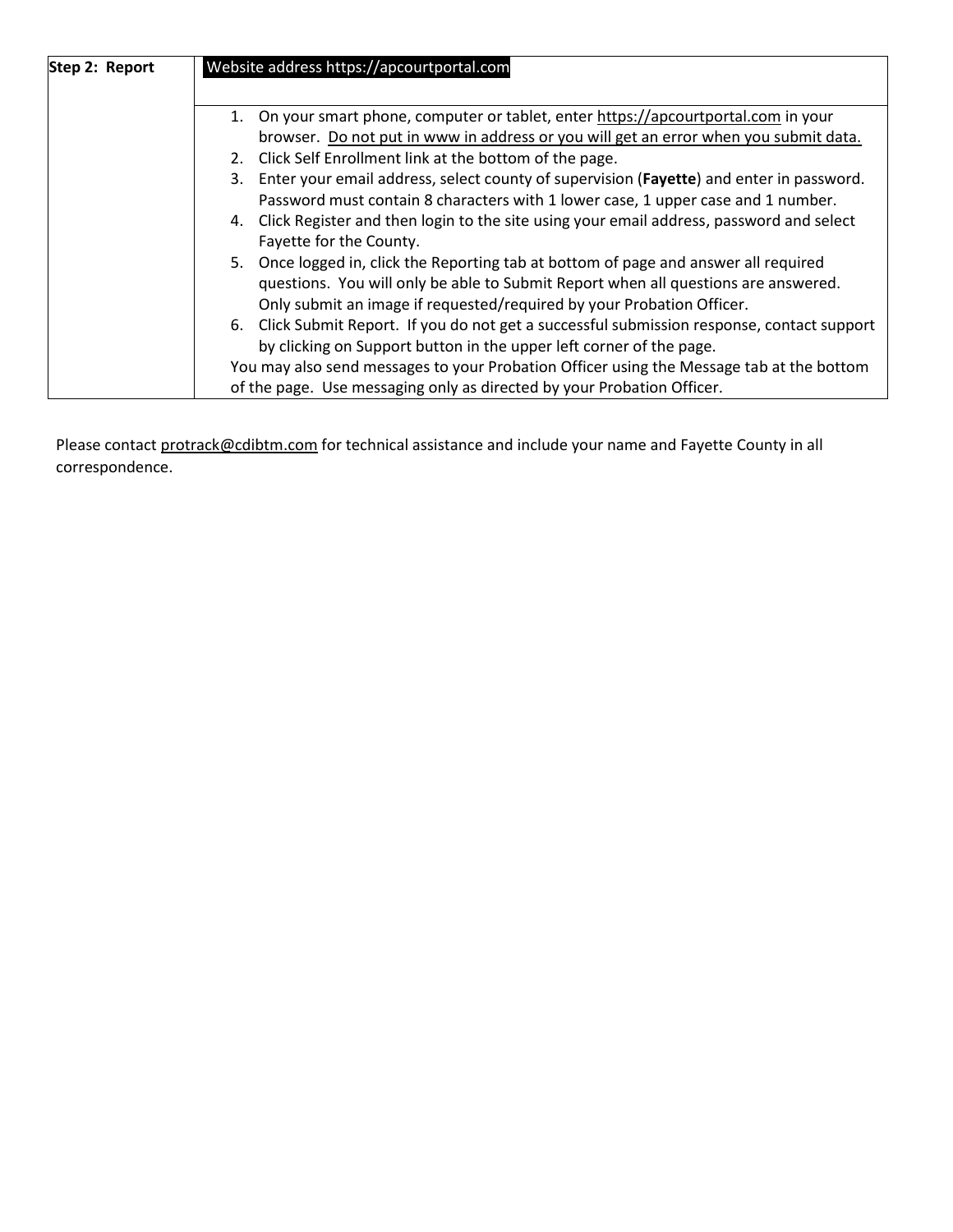| | |
|---|---|
| **Step 2: Report** | Website address https://apcourtportal.com<br><br>1. On your smart phone, computer or tablet, enter https://apcourtportal.com in your browser. Do not put in www in address or you will get an error when you submit data.<br>2. Click Self Enrollment link at the bottom of the page.<br>3. Enter your email address, select county of supervision (**Fayette**) and enter in password. Password must contain 8 characters with 1 lower case, 1 upper case and 1 number.<br>4. Click Register and then login to the site using your email address, password and select Fayette for the County.<br>5. Once logged in, click the Reporting tab at bottom of page and answer all required questions. You will only be able to Submit Report when all questions are answered. Only submit an image if requested/required by your Probation Officer.<br>6. Click Submit Report. If you do not get a successful submission response, contact support by clicking on Support button in the upper left corner of the page.<br><br>You may also send messages to your Probation Officer using the Message tab at the bottom of the page. Use messaging only as directed by your Probation Officer. |

Please contact protrack@cdibtm.com for technical assistance and include your name and Fayette County in all correspondence.